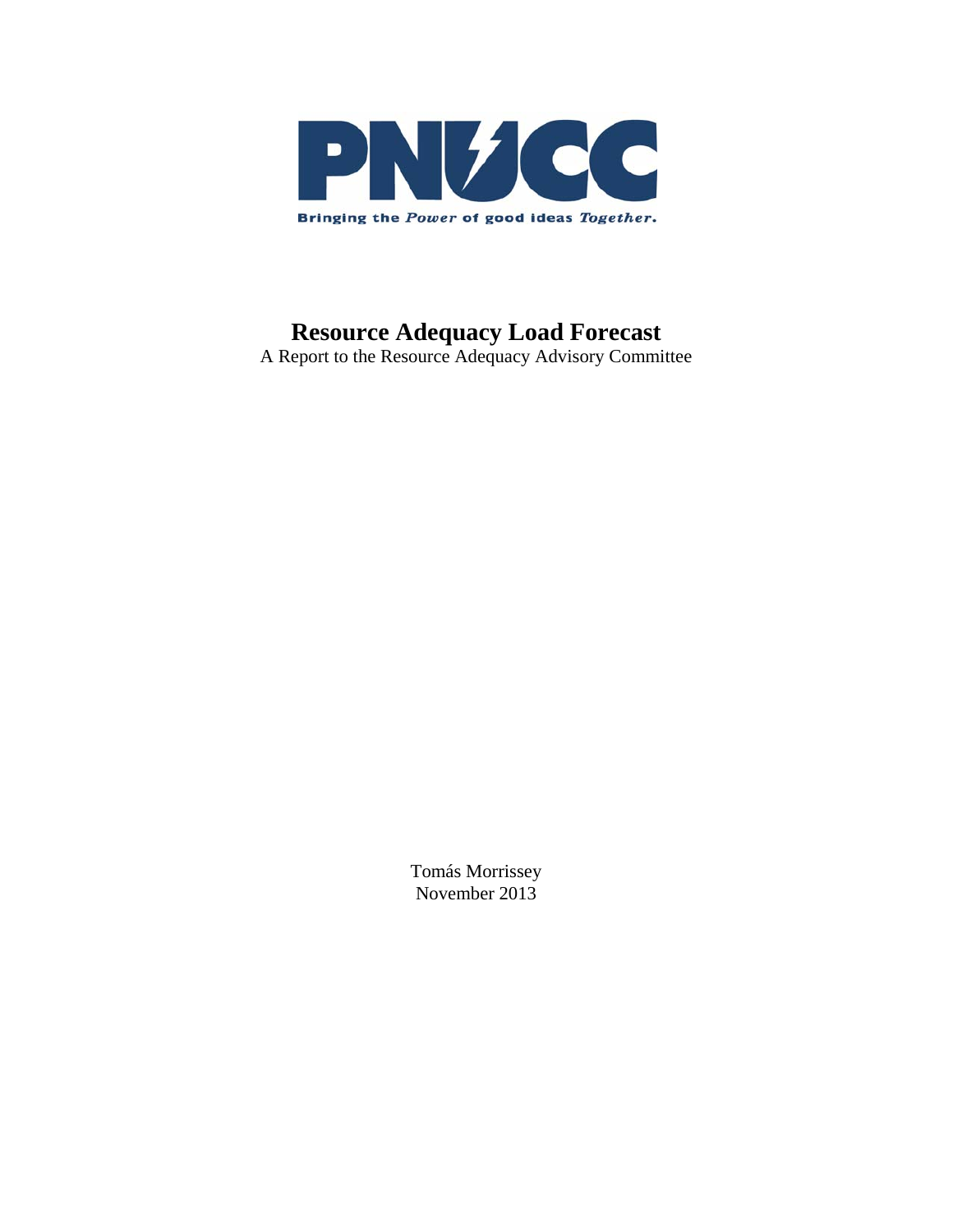PNUCC

Bringing the *Power* of good ideas *Together*.

# Resource Adequacy Load Forecast

A Report to the Resource Adequacy Advisory Committee

Tomás Morrissey

November 2013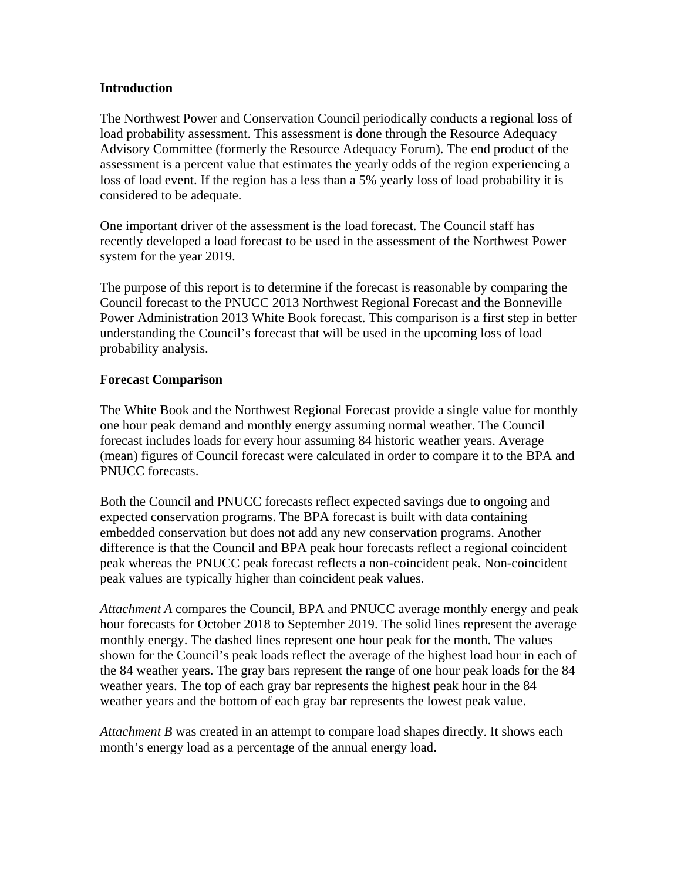**Introduction**

The Northwest Power and Conservation Council periodically conducts a regional loss of load probability assessment. This assessment is done through the Resource Adequacy Advisory Committee (formerly the Resource Adequacy Forum). The end product of the assessment is a percent value that estimates the yearly odds of the region experiencing a loss of load event. If the region has a less than a 5% yearly loss of load probability it is considered to be adequate.

One important driver of the assessment is the load forecast. The Council staff has recently developed a load forecast to be used in the assessment of the Northwest Power system for the year 2019.

The purpose of this report is to determine if the forecast is reasonable by comparing the Council forecast to the PNUCC 2013 Northwest Regional Forecast and the Bonneville Power Administration 2013 White Book forecast. This comparison is a first step in better understanding the Council's forecast that will be used in the upcoming loss of load probability analysis.

**Forecast Comparison**

The White Book and the Northwest Regional Forecast provide a single value for monthly one hour peak demand and monthly energy assuming normal weather. The Council forecast includes loads for every hour assuming 84 historic weather years. Average (mean) figures of Council forecast were calculated in order to compare it to the BPA and PNUCC forecasts.

Both the Council and PNUCC forecasts reflect expected savings due to ongoing and expected conservation programs. The BPA forecast is built with data containing embedded conservation but does not add any new conservation programs. Another difference is that the Council and BPA peak hour forecasts reflect a regional coincident peak whereas the PNUCC peak forecast reflects a non-coincident peak. Non-coincident peak values are typically higher than coincident peak values.

*Attachment A* compares the Council, BPA and PNUCC average monthly energy and peak hour forecasts for October 2018 to September 2019. The solid lines represent the average monthly energy. The dashed lines represent one hour peak for the month. The values shown for the Council's peak loads reflect the average of the highest load hour in each of the 84 weather years. The gray bars represent the range of one hour peak loads for the 84 weather years. The top of each gray bar represents the highest peak hour in the 84 weather years and the bottom of each gray bar represents the lowest peak value.

*Attachment B* was created in an attempt to compare load shapes directly. It shows each month's energy load as a percentage of the annual energy load.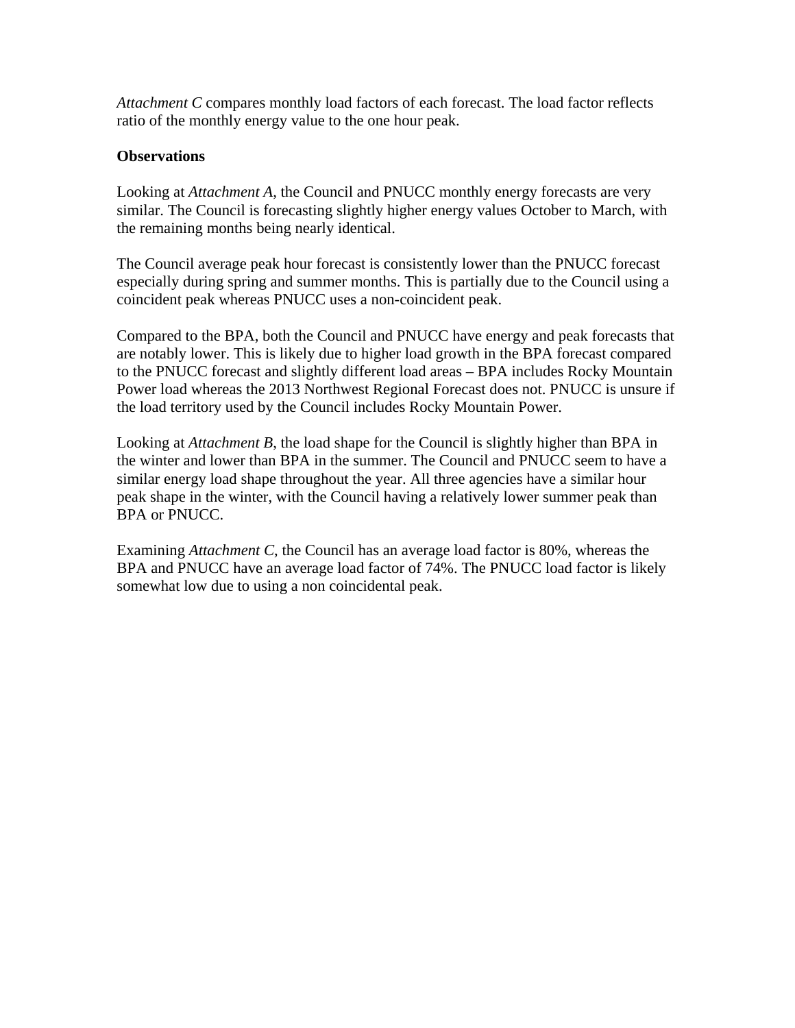*Attachment C* compares monthly load factors of each forecast. The load factor reflects ratio of the monthly energy value to the one hour peak.

**Observations**

Looking at *Attachment A*, the Council and PNUCC monthly energy forecasts are very similar. The Council is forecasting slightly higher energy values October to March, with the remaining months being nearly identical.

The Council average peak hour forecast is consistently lower than the PNUCC forecast especially during spring and summer months. This is partially due to the Council using a coincident peak whereas PNUCC uses a non-coincident peak.

Compared to the BPA, both the Council and PNUCC have energy and peak forecasts that are notably lower. This is likely due to higher load growth in the BPA forecast compared to the PNUCC forecast and slightly different load areas – BPA includes Rocky Mountain Power load whereas the 2013 Northwest Regional Forecast does not. PNUCC is unsure if the load territory used by the Council includes Rocky Mountain Power.

Looking at *Attachment B*, the load shape for the Council is slightly higher than BPA in the winter and lower than BPA in the summer. The Council and PNUCC seem to have a similar energy load shape throughout the year. All three agencies have a similar hour peak shape in the winter, with the Council having a relatively lower summer peak than BPA or PNUCC.

Examining *Attachment C*, the Council has an average load factor is 80%, whereas the BPA and PNUCC have an average load factor of 74%. The PNUCC load factor is likely somewhat low due to using a non coincidental peak.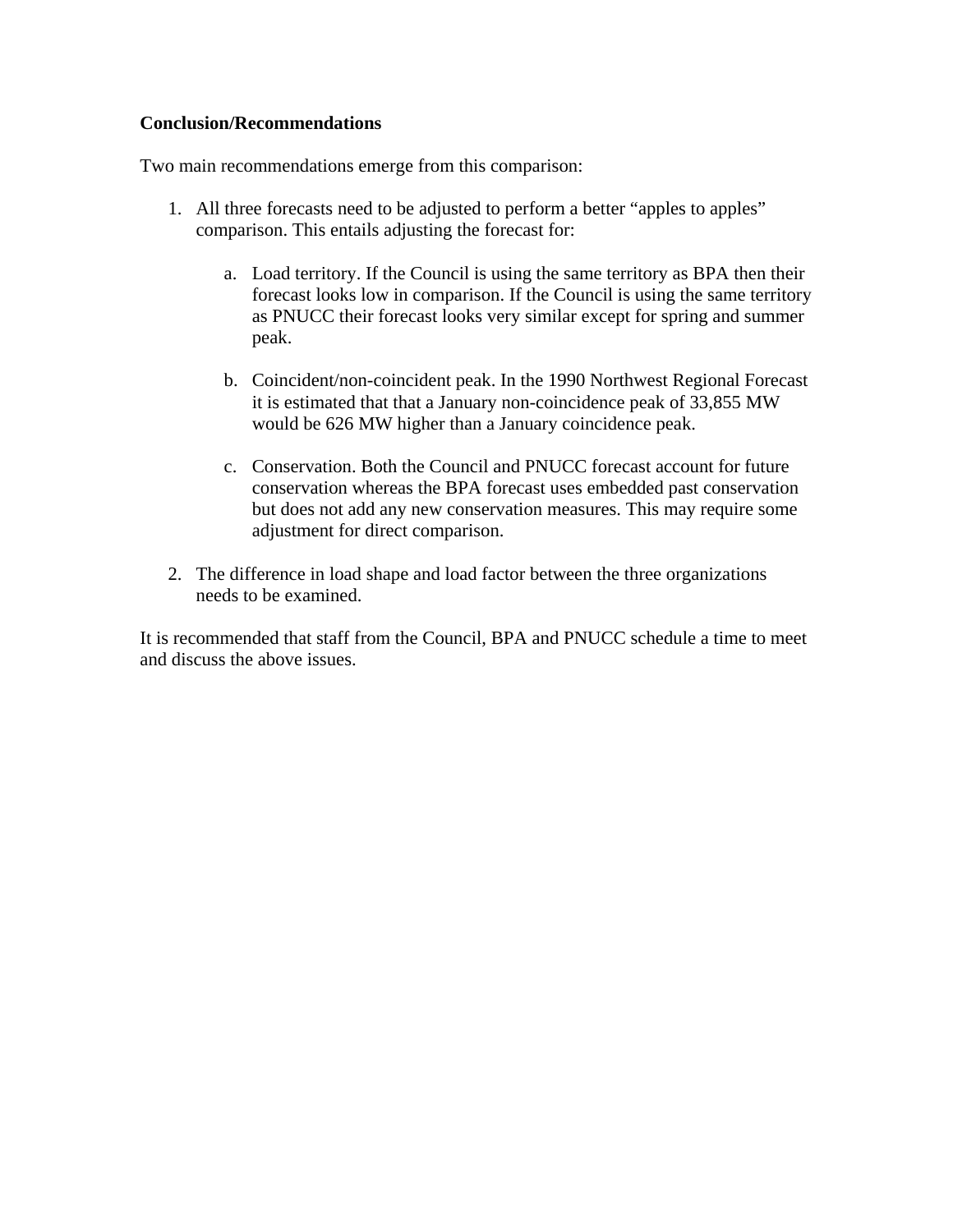**Conclusion/Recommendations**

Two main recommendations emerge from this comparison:

1. All three forecasts need to be adjusted to perform a better "apples to apples" comparison. This entails adjusting the forecast for:

    a. Load territory. If the Council is using the same territory as BPA then their forecast looks low in comparison. If the Council is using the same territory as PNUCC their forecast looks very similar except for spring and summer peak.

    b. Coincident/non-coincident peak. In the 1990 Northwest Regional Forecast it is estimated that that a January non-coincidence peak of 33,855 MW would be 626 MW higher than a January coincidence peak.

    c. Conservation. Both the Council and PNUCC forecast account for future conservation whereas the BPA forecast uses embedded past conservation but does not add any new conservation measures. This may require some adjustment for direct comparison.

2. The difference in load shape and load factor between the three organizations needs to be examined.

It is recommended that staff from the Council, BPA and PNUCC schedule a time to meet and discuss the above issues.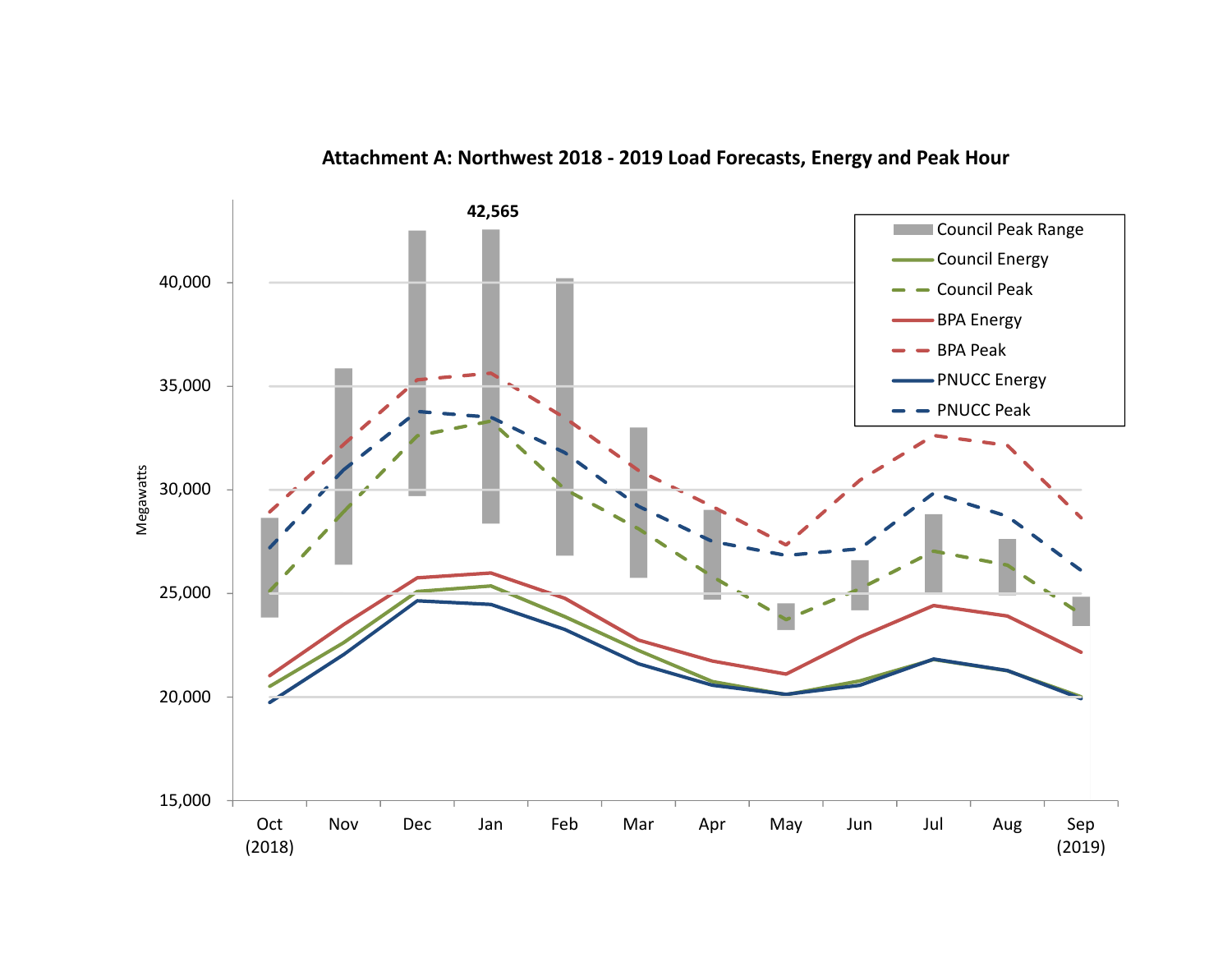**Attachment A: Northwest 2018 - 2019 Load Forecasts, Energy and Peak Hour**

Megawatts

42,565

40,000
35,000
30,000
25,000
20,000
15,000

Oct (2018) | Nov | Dec | Jan | Feb | Mar | Apr | May | Jun | Jul | Aug | Sep (2019)

Council Peak Range
Council Energy
Council Peak
BPA Energy
BPA Peak
PNUCC Energy
PNUCC Peak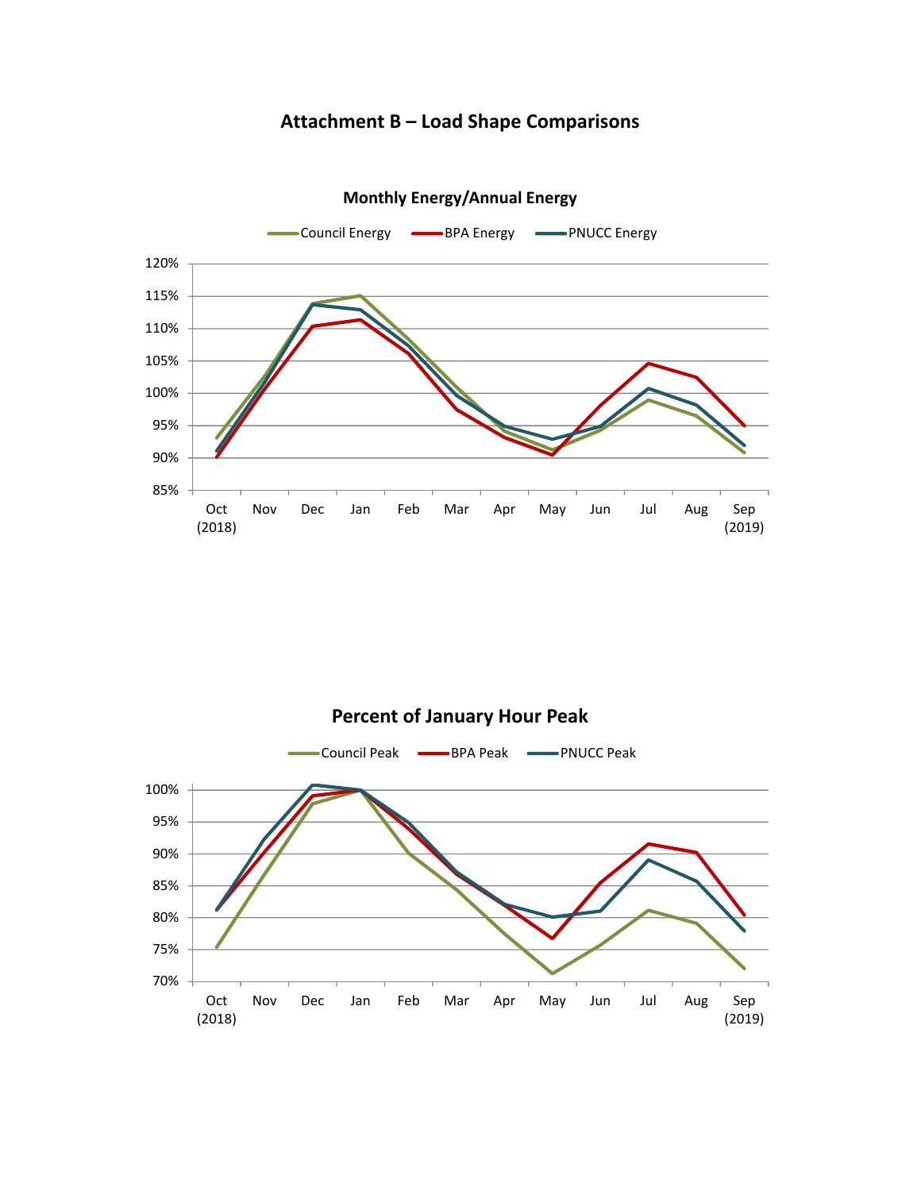# Attachment B – Load Shape Comparisons

**Monthly Energy/Annual Energy**

Council Energy | BPA Energy | PNUCC Energy

120% | 115% | 110% | 105% | 100% | 95% | 90% | 85%

Oct (2018) | Nov | Dec | Jan | Feb | Mar | Apr | May | Jun | Jul | Aug | Sep (2019)

**Percent of January Hour Peak**

Council Peak | BPA Peak | PNUCC Peak

100% | 95% | 90% | 85% | 80% | 75% | 70%

Oct (2018) | Nov | Dec | Jan | Feb | Mar | Apr | May | Jun | Jul | Aug | Sep (2019)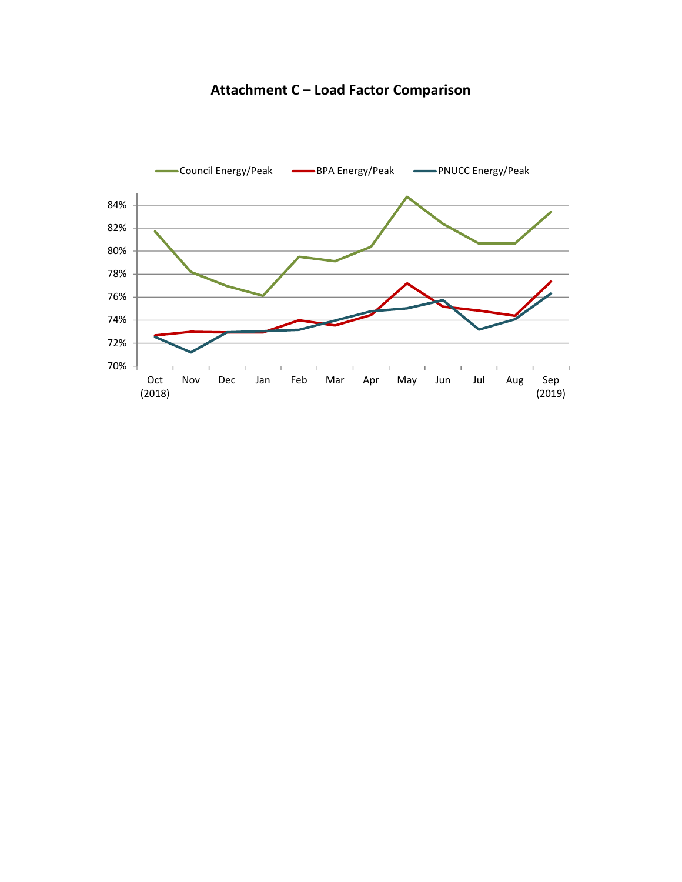# Attachment C – Load Factor Comparison

Council Energy/Peak
BPA Energy/Peak
PNUCC Energy/Peak

84%
82%
80%
78%
76%
74%
72%
70%

Oct (2018)
Nov
Dec
Jan
Feb
Mar
Apr
May
Jun
Jul
Aug
Sep (2019)